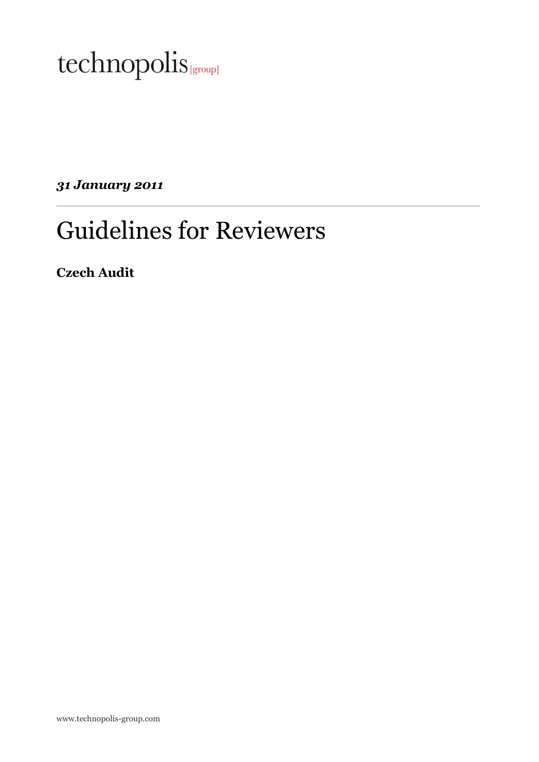technopolis |group|

***31 January 2011***

# Guidelines for Reviewers

**Czech Audit**

www.technopolis-group.com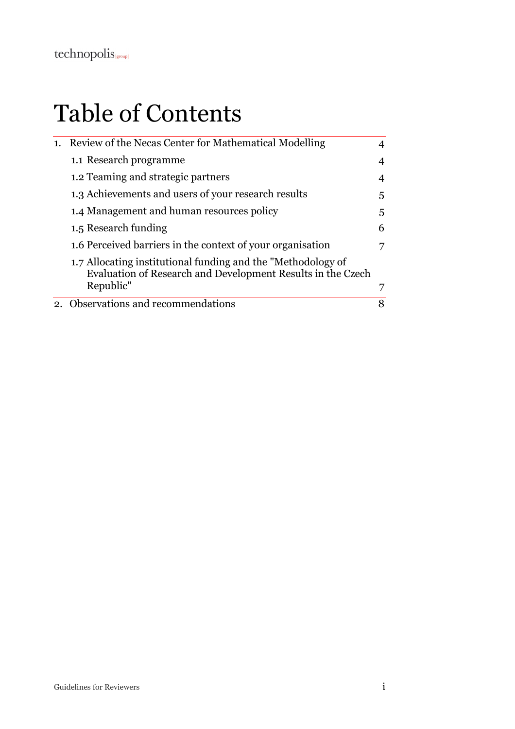# Table of Contents

| | |
|---|---|
| 1. Review of the Necas Center for Mathematical Modelling | 4 |
| 1.1 Research programme | 4 |
| 1.2 Teaming and strategic partners | 4 |
| 1.3 Achievements and users of your research results | 5 |
| 1.4 Management and human resources policy | 5 |
| 1.5 Research funding | 6 |
| 1.6 Perceived barriers in the context of your organisation | 7 |
| 1.7 Allocating institutional funding and the "Methodology of Evaluation of Research and Development Results in the Czech Republic" | 7 |
| 2. Observations and recommendations | 8 |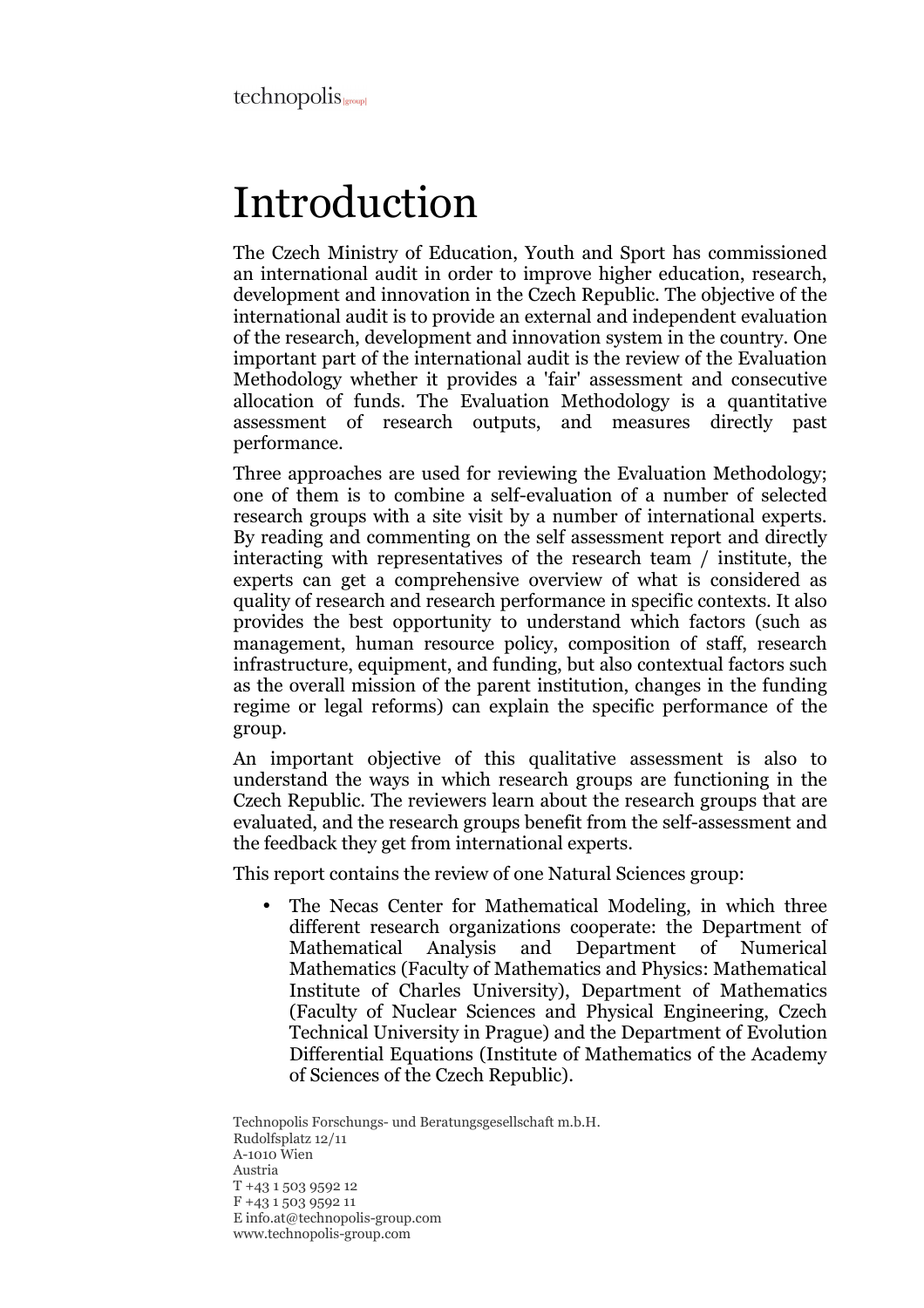# Introduction

The Czech Ministry of Education, Youth and Sport has commissioned an international audit in order to improve higher education, research, development and innovation in the Czech Republic. The objective of the international audit is to provide an external and independent evaluation of the research, development and innovation system in the country. One important part of the international audit is the review of the Evaluation Methodology whether it provides a 'fair' assessment and consecutive allocation of funds. The Evaluation Methodology is a quantitative assessment of research outputs, and measures directly past performance.

Three approaches are used for reviewing the Evaluation Methodology; one of them is to combine a self-evaluation of a number of selected research groups with a site visit by a number of international experts. By reading and commenting on the self assessment report and directly interacting with representatives of the research team / institute, the experts can get a comprehensive overview of what is considered as quality of research and research performance in specific contexts. It also provides the best opportunity to understand which factors (such as management, human resource policy, composition of staff, research infrastructure, equipment, and funding, but also contextual factors such as the overall mission of the parent institution, changes in the funding regime or legal reforms) can explain the specific performance of the group.

An important objective of this qualitative assessment is also to understand the ways in which research groups are functioning in the Czech Republic. The reviewers learn about the research groups that are evaluated, and the research groups benefit from the self-assessment and the feedback they get from international experts.

This report contains the review of one Natural Sciences group:

- The Necas Center for Mathematical Modeling, in which three different research organizations cooperate: the Department of Mathematical Analysis and Department of Numerical Mathematics (Faculty of Mathematics and Physics: Mathematical Institute of Charles University), Department of Mathematics (Faculty of Nuclear Sciences and Physical Engineering, Czech Technical University in Prague) and the Department of Evolution Differential Equations (Institute of Mathematics of the Academy of Sciences of the Czech Republic).

Technopolis Forschungs- und Beratungsgesellschaft m.b.H.
Rudolfsplatz 12/11
A-1010 Wien
Austria
T +43 1 503 9592 12
F +43 1 503 9592 11
E info.at@technopolis-group.com
www.technopolis-group.com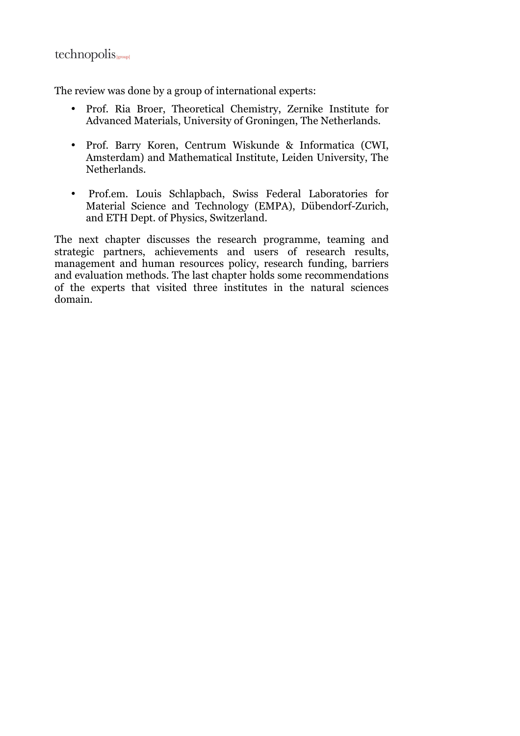The review was done by a group of international experts:

- Prof. Ria Broer, Theoretical Chemistry, Zernike Institute for Advanced Materials, University of Groningen, The Netherlands.
- Prof. Barry Koren, Centrum Wiskunde & Informatica (CWI, Amsterdam) and Mathematical Institute, Leiden University, The Netherlands.
- Prof.em. Louis Schlapbach, Swiss Federal Laboratories for Material Science and Technology (EMPA), Dübendorf-Zurich, and ETH Dept. of Physics, Switzerland.

The next chapter discusses the research programme, teaming and strategic partners, achievements and users of research results, management and human resources policy, research funding, barriers and evaluation methods. The last chapter holds some recommendations of the experts that visited three institutes in the natural sciences domain.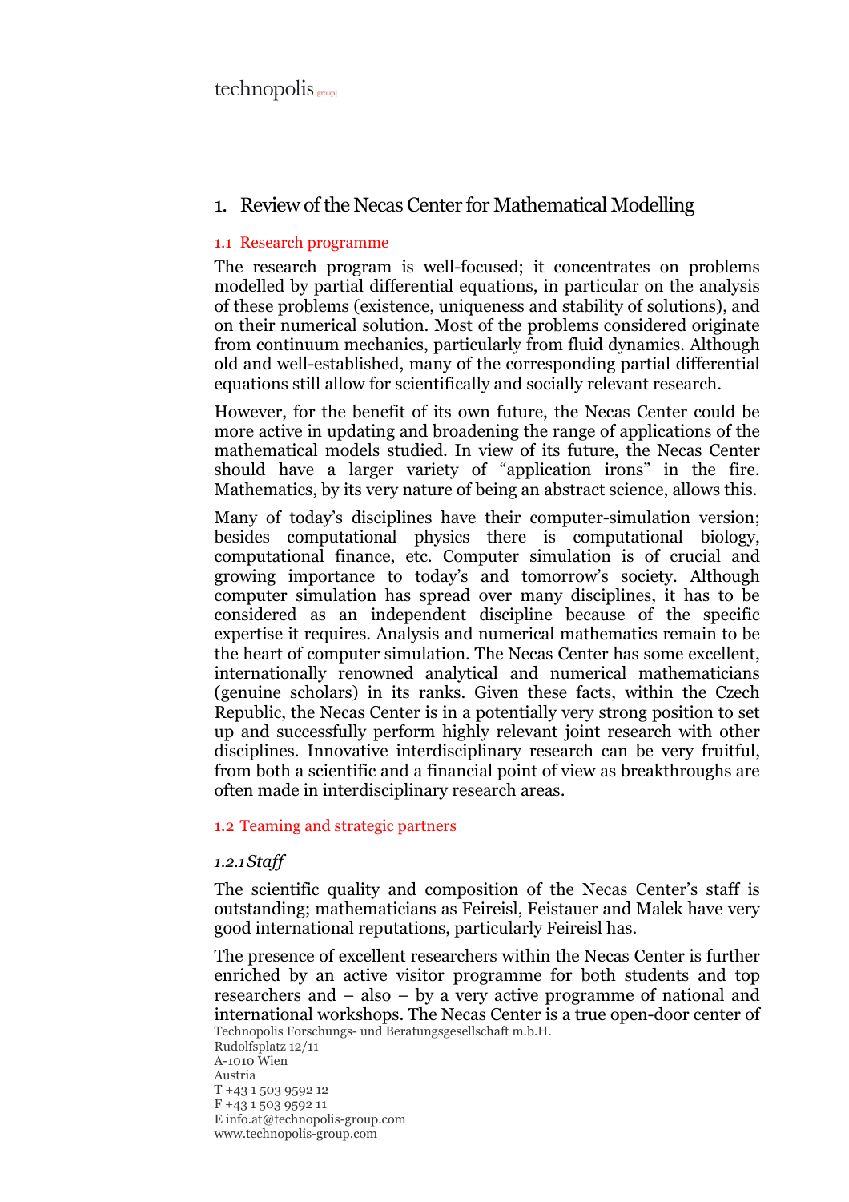## 1. Review of the Necas Center for Mathematical Modelling

### 1.1 Research programme

The research program is well-focused; it concentrates on problems modelled by partial differential equations, in particular on the analysis of these problems (existence, uniqueness and stability of solutions), and on their numerical solution. Most of the problems considered originate from continuum mechanics, particularly from fluid dynamics. Although old and well-established, many of the corresponding partial differential equations still allow for scientifically and socially relevant research.

However, for the benefit of its own future, the Necas Center could be more active in updating and broadening the range of applications of the mathematical models studied. In view of its future, the Necas Center should have a larger variety of "application irons" in the fire. Mathematics, by its very nature of being an abstract science, allows this.

Many of today's disciplines have their computer-simulation version; besides computational physics there is computational biology, computational finance, etc. Computer simulation is of crucial and growing importance to today's and tomorrow's society. Although computer simulation has spread over many disciplines, it has to be considered as an independent discipline because of the specific expertise it requires. Analysis and numerical mathematics remain to be the heart of computer simulation. The Necas Center has some excellent, internationally renowned analytical and numerical mathematicians (genuine scholars) in its ranks. Given these facts, within the Czech Republic, the Necas Center is in a potentially very strong position to set up and successfully perform highly relevant joint research with other disciplines. Innovative interdisciplinary research can be very fruitful, from both a scientific and a financial point of view as breakthroughs are often made in interdisciplinary research areas.

### 1.2 Teaming and strategic partners

#### *1.2.1 Staff*

The scientific quality and composition of the Necas Center's staff is outstanding; mathematicians as Feireisl, Feistauer and Malek have very good international reputations, particularly Feireisl has.

The presence of excellent researchers within the Necas Center is further enriched by an active visitor programme for both students and top researchers and – also – by a very active programme of national and international workshops. The Necas Center is a true open-door center of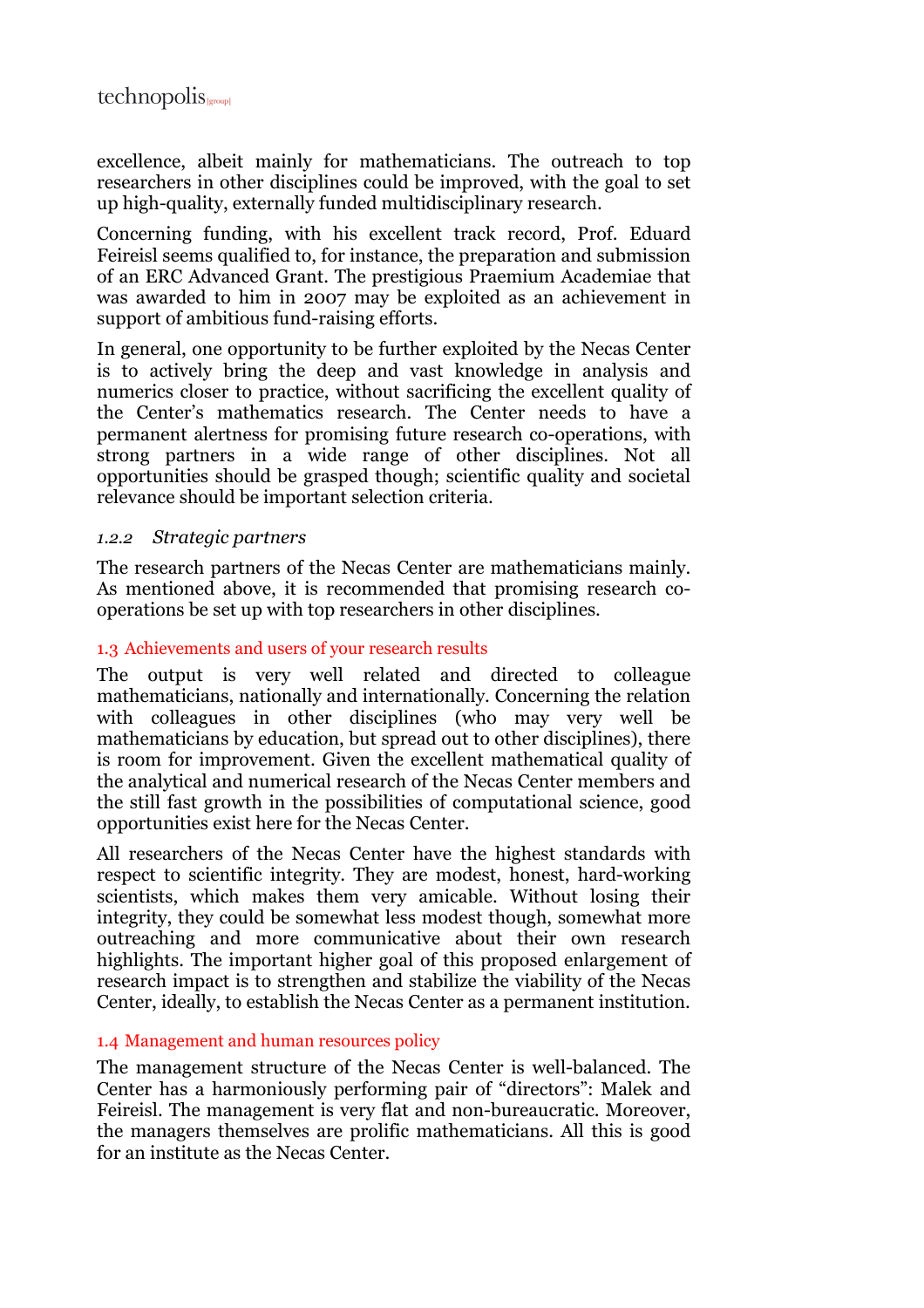excellence, albeit mainly for mathematicians. The outreach to top researchers in other disciplines could be improved, with the goal to set up high-quality, externally funded multidisciplinary research.

Concerning funding, with his excellent track record, Prof. Eduard Feireisl seems qualified to, for instance, the preparation and submission of an ERC Advanced Grant. The prestigious Praemium Academiae that was awarded to him in 2007 may be exploited as an achievement in support of ambitious fund-raising efforts.

In general, one opportunity to be further exploited by the Necas Center is to actively bring the deep and vast knowledge in analysis and numerics closer to practice, without sacrificing the excellent quality of the Center's mathematics research. The Center needs to have a permanent alertness for promising future research co-operations, with strong partners in a wide range of other disciplines. Not all opportunities should be grasped though; scientific quality and societal relevance should be important selection criteria.

#### *1.2.2 Strategic partners*

The research partners of the Necas Center are mathematicians mainly. As mentioned above, it is recommended that promising research co-operations be set up with top researchers in other disciplines.

### 1.3 Achievements and users of your research results

The output is very well related and directed to colleague mathematicians, nationally and internationally. Concerning the relation with colleagues in other disciplines (who may very well be mathematicians by education, but spread out to other disciplines), there is room for improvement. Given the excellent mathematical quality of the analytical and numerical research of the Necas Center members and the still fast growth in the possibilities of computational science, good opportunities exist here for the Necas Center.

All researchers of the Necas Center have the highest standards with respect to scientific integrity. They are modest, honest, hard-working scientists, which makes them very amicable. Without losing their integrity, they could be somewhat less modest though, somewhat more outreaching and more communicative about their own research highlights. The important higher goal of this proposed enlargement of research impact is to strengthen and stabilize the viability of the Necas Center, ideally, to establish the Necas Center as a permanent institution.

### 1.4 Management and human resources policy

The management structure of the Necas Center is well-balanced. The Center has a harmoniously performing pair of "directors": Malek and Feireisl. The management is very flat and non-bureaucratic. Moreover, the managers themselves are prolific mathematicians. All this is good for an institute as the Necas Center.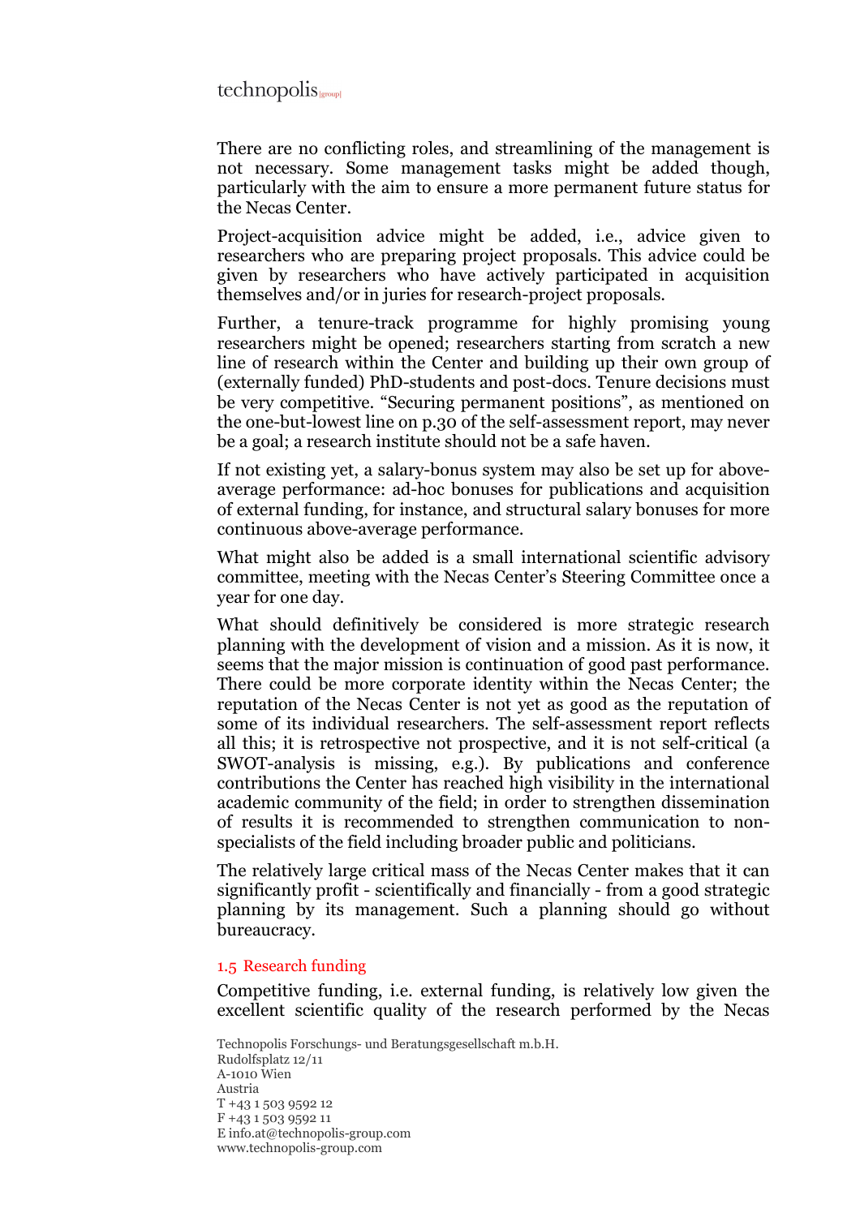There are no conflicting roles, and streamlining of the management is not necessary. Some management tasks might be added though, particularly with the aim to ensure a more permanent future status for the Necas Center.

Project-acquisition advice might be added, i.e., advice given to researchers who are preparing project proposals. This advice could be given by researchers who have actively participated in acquisition themselves and/or in juries for research-project proposals.

Further, a tenure-track programme for highly promising young researchers might be opened; researchers starting from scratch a new line of research within the Center and building up their own group of (externally funded) PhD-students and post-docs. Tenure decisions must be very competitive. “Securing permanent positions”, as mentioned on the one-but-lowest line on p.30 of the self-assessment report, may never be a goal; a research institute should not be a safe haven.

If not existing yet, a salary-bonus system may also be set up for above-average performance: ad-hoc bonuses for publications and acquisition of external funding, for instance, and structural salary bonuses for more continuous above-average performance.

What might also be added is a small international scientific advisory committee, meeting with the Necas Center’s Steering Committee once a year for one day.

What should definitively be considered is more strategic research planning with the development of vision and a mission. As it is now, it seems that the major mission is continuation of good past performance. There could be more corporate identity within the Necas Center; the reputation of the Necas Center is not yet as good as the reputation of some of its individual researchers. The self-assessment report reflects all this; it is retrospective not prospective, and it is not self-critical (a SWOT-analysis is missing, e.g.). By publications and conference contributions the Center has reached high visibility in the international academic community of the field; in order to strengthen dissemination of results it is recommended to strengthen communication to non-specialists of the field including broader public and politicians.

The relatively large critical mass of the Necas Center makes that it can significantly profit - scientifically and financially - from a good strategic planning by its management. Such a planning should go without bureaucracy.

### 1.5 Research funding

Competitive funding, i.e. external funding, is relatively low given the excellent scientific quality of the research performed by the Necas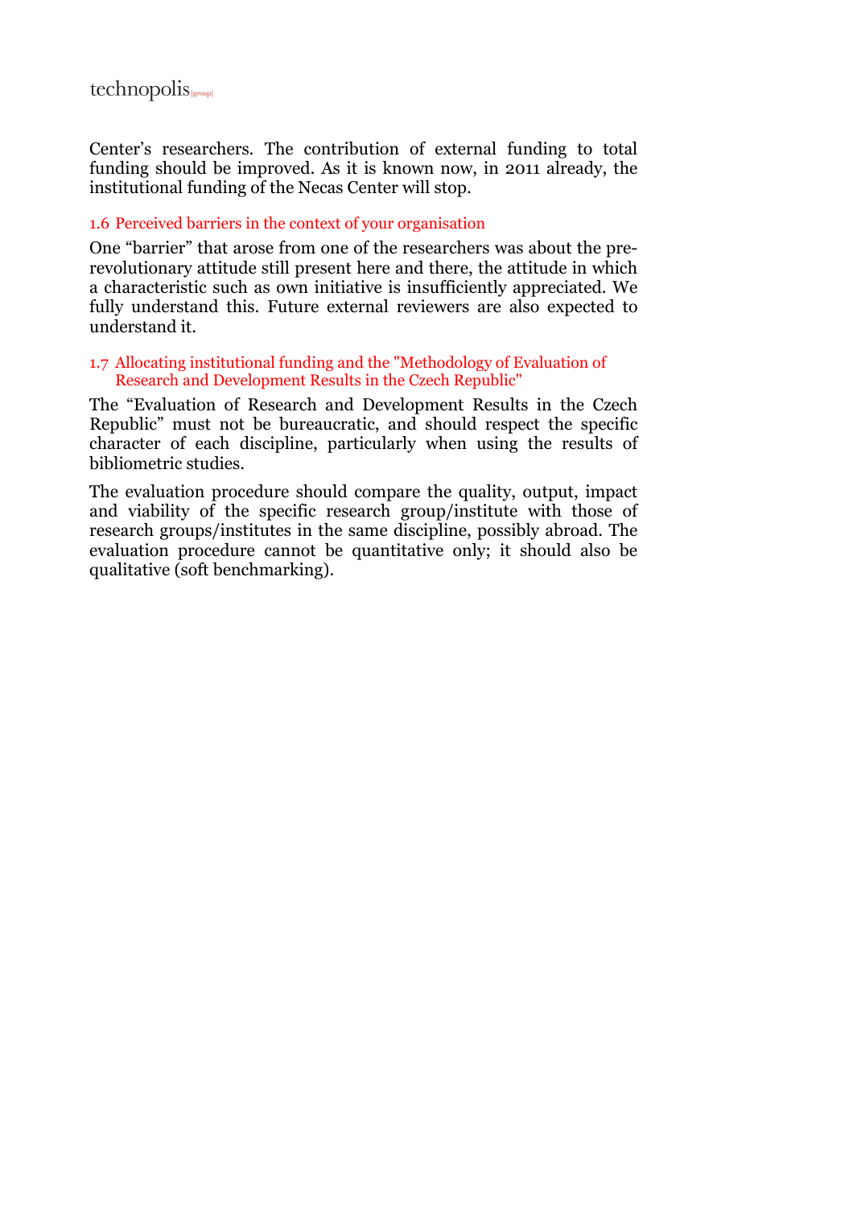Center's researchers. The contribution of external funding to total funding should be improved. As it is known now, in 2011 already, the institutional funding of the Necas Center will stop.

### 1.6 Perceived barriers in the context of your organisation

One "barrier" that arose from one of the researchers was about the pre-revolutionary attitude still present here and there, the attitude in which a characteristic such as own initiative is insufficiently appreciated. We fully understand this. Future external reviewers are also expected to understand it.

### 1.7 Allocating institutional funding and the "Methodology of Evaluation of Research and Development Results in the Czech Republic"

The "Evaluation of Research and Development Results in the Czech Republic" must not be bureaucratic, and should respect the specific character of each discipline, particularly when using the results of bibliometric studies.

The evaluation procedure should compare the quality, output, impact and viability of the specific research group/institute with those of research groups/institutes in the same discipline, possibly abroad. The evaluation procedure cannot be quantitative only; it should also be qualitative (soft benchmarking).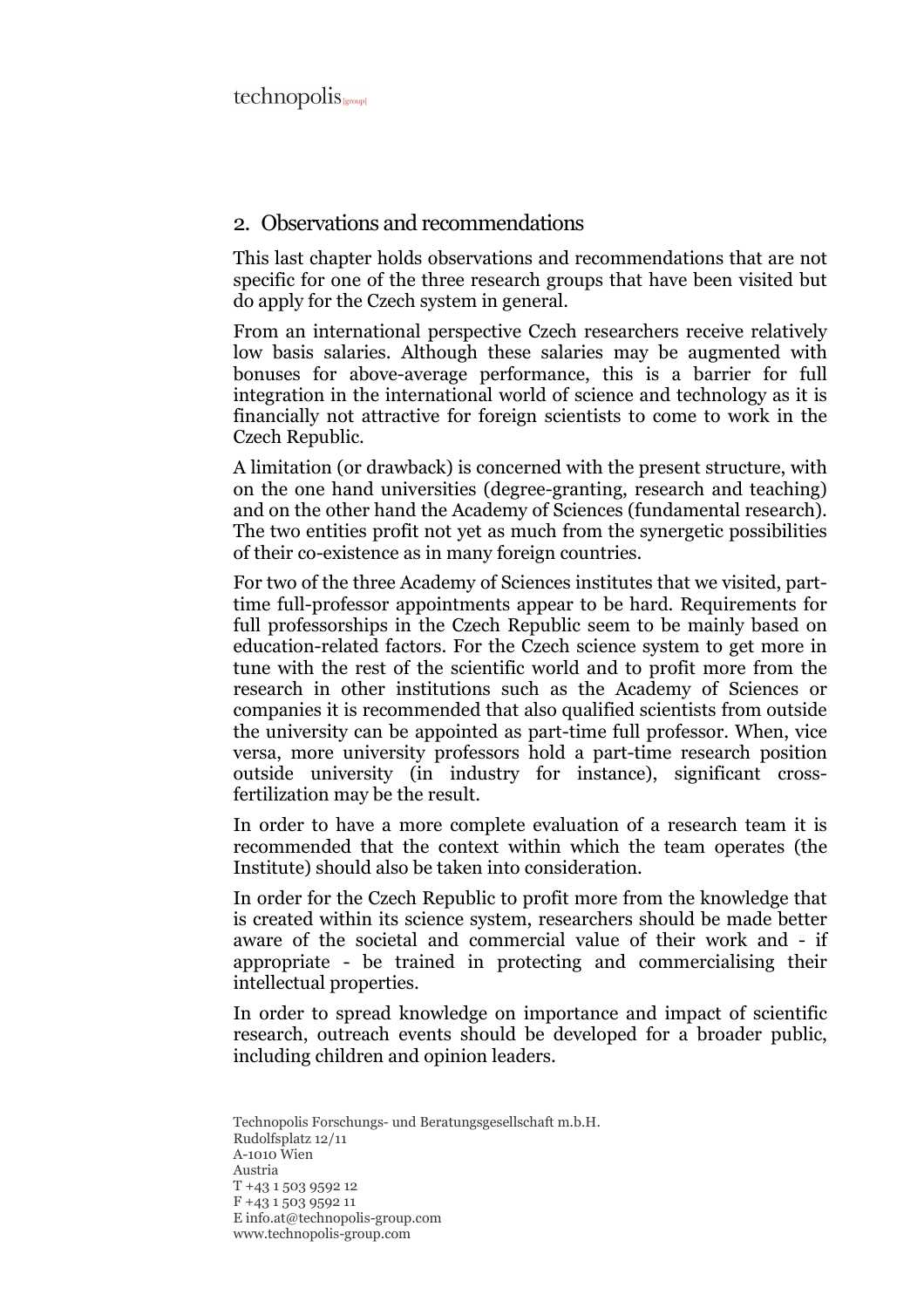## 2. Observations and recommendations

This last chapter holds observations and recommendations that are not specific for one of the three research groups that have been visited but do apply for the Czech system in general.

From an international perspective Czech researchers receive relatively low basis salaries. Although these salaries may be augmented with bonuses for above-average performance, this is a barrier for full integration in the international world of science and technology as it is financially not attractive for foreign scientists to come to work in the Czech Republic.

A limitation (or drawback) is concerned with the present structure, with on the one hand universities (degree-granting, research and teaching) and on the other hand the Academy of Sciences (fundamental research). The two entities profit not yet as much from the synergetic possibilities of their co-existence as in many foreign countries.

For two of the three Academy of Sciences institutes that we visited, part-time full-professor appointments appear to be hard. Requirements for full professorships in the Czech Republic seem to be mainly based on education-related factors. For the Czech science system to get more in tune with the rest of the scientific world and to profit more from the research in other institutions such as the Academy of Sciences or companies it is recommended that also qualified scientists from outside the university can be appointed as part-time full professor. When, vice versa, more university professors hold a part-time research position outside university (in industry for instance), significant cross-fertilization may be the result.

In order to have a more complete evaluation of a research team it is recommended that the context within which the team operates (the Institute) should also be taken into consideration.

In order for the Czech Republic to profit more from the knowledge that is created within its science system, researchers should be made better aware of the societal and commercial value of their work and - if appropriate - be trained in protecting and commercialising their intellectual properties.

In order to spread knowledge on importance and impact of scientific research, outreach events should be developed for a broader public, including children and opinion leaders.

Technopolis Forschungs- und Beratungsgesellschaft m.b.H.
Rudolfsplatz 12/11
A-1010 Wien
Austria
T +43 1 503 9592 12
F +43 1 503 9592 11
E info.at@technopolis-group.com
www.technopolis-group.com